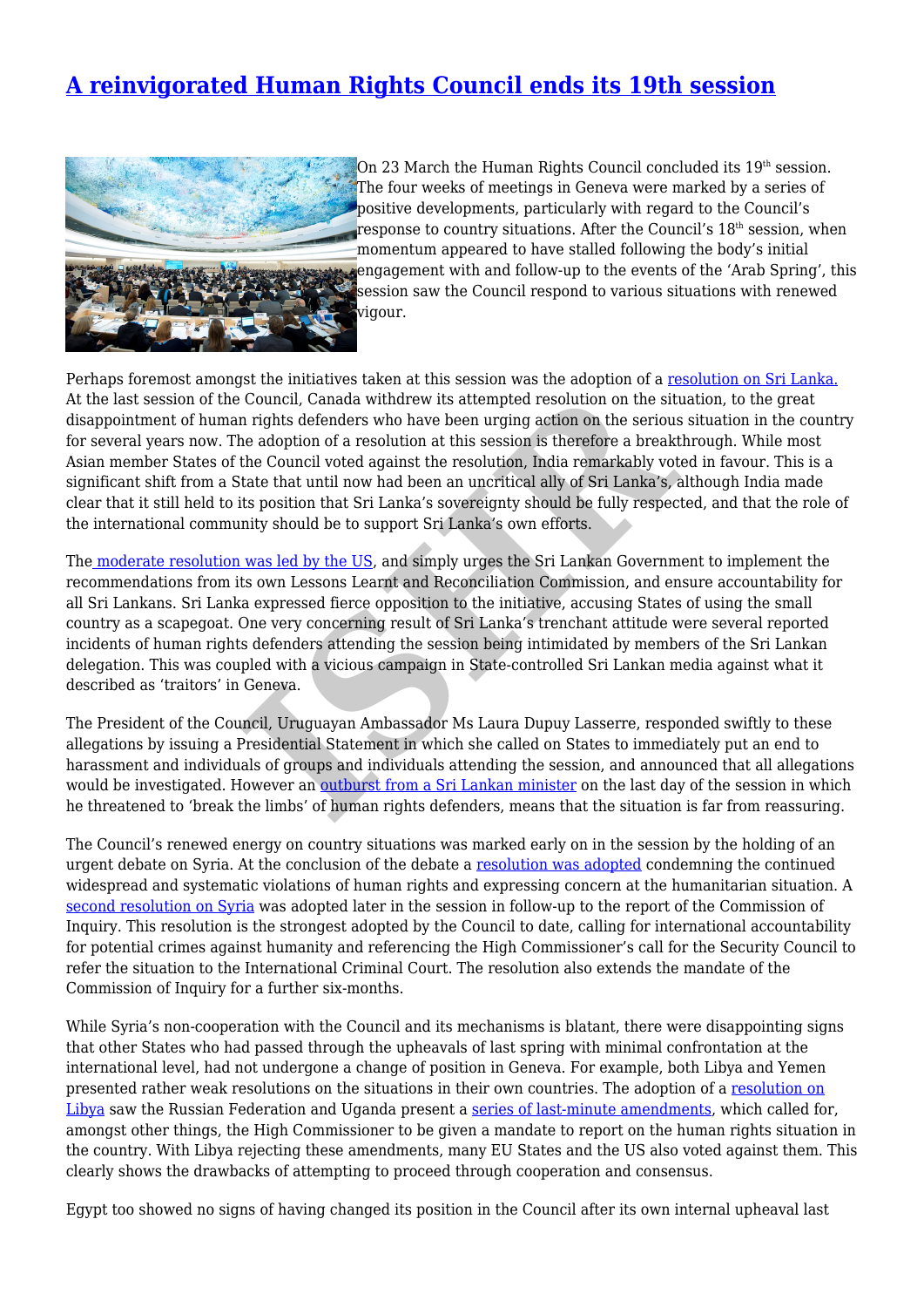# A reinvigorated Human Rights Council ends its 19th session

On 23 March the Human Rights Council concluded its 19th session. The four weeks of meetings in Geneva were marked by a series of positive developments, particularly with regard to the Council's response to country situations. After the Council's 18th session, when momentum appeared to have stalled following the body's initial engagement with and follow-up to the events of the 'Arab Spring', this session saw the Council respond to various situations with renewed vigour.

Perhaps foremost amongst the initiatives taken at this session was the adoption of a resolution on Sri Lanka. At the last session of the Council, Canada withdrew its attempted resolution on the situation, to the great disappointment of human rights defenders who have been urging action on the serious situation in the country for several years now. The adoption of a resolution at this session is therefore a breakthrough. While most Asian member States of the Council voted against the resolution, India remarkably voted in favour. This is a significant shift from a State that until now had been an uncritical ally of Sri Lanka's, although India made clear that it still held to its position that Sri Lanka's sovereignty should be fully respected, and that the role of the international community should be to support Sri Lanka's own efforts.

The moderate resolution was led by the US, and simply urges the Sri Lankan Government to implement the recommendations from its own Lessons Learnt and Reconciliation Commission, and ensure accountability for all Sri Lankans. Sri Lanka expressed fierce opposition to the initiative, accusing States of using the small country as a scapegoat. One very concerning result of Sri Lanka's trenchant attitude were several reported incidents of human rights defenders attending the session being intimidated by members of the Sri Lankan delegation. This was coupled with a vicious campaign in State-controlled Sri Lankan media against what it described as 'traitors' in Geneva.

The President of the Council, Uruguayan Ambassador Ms Laura Dupuy Lasserre, responded swiftly to these allegations by issuing a Presidential Statement in which she called on States to immediately put an end to harassment and individuals of groups and individuals attending the session, and announced that all allegations would be investigated. However an outburst from a Sri Lankan minister on the last day of the session in which he threatened to 'break the limbs' of human rights defenders, means that the situation is far from reassuring.

The Council's renewed energy on country situations was marked early on in the session by the holding of an urgent debate on Syria. At the conclusion of the debate a resolution was adopted condemning the continued widespread and systematic violations of human rights and expressing concern at the humanitarian situation. A second resolution on Syria was adopted later in the session in follow-up to the report of the Commission of Inquiry. This resolution is the strongest adopted by the Council to date, calling for international accountability for potential crimes against humanity and referencing the High Commissioner's call for the Security Council to refer the situation to the International Criminal Court. The resolution also extends the mandate of the Commission of Inquiry for a further six-months.

While Syria's non-cooperation with the Council and its mechanisms is blatant, there were disappointing signs that other States who had passed through the upheavals of last spring with minimal confrontation at the international level, had not undergone a change of position in Geneva. For example, both Libya and Yemen presented rather weak resolutions on the situations in their own countries. The adoption of a resolution on Libya saw the Russian Federation and Uganda present a series of last-minute amendments, which called for, amongst other things, the High Commissioner to be given a mandate to report on the human rights situation in the country. With Libya rejecting these amendments, many EU States and the US also voted against them. This clearly shows the drawbacks of attempting to proceed through cooperation and consensus.

Egypt too showed no signs of having changed its position in the Council after its own internal upheaval last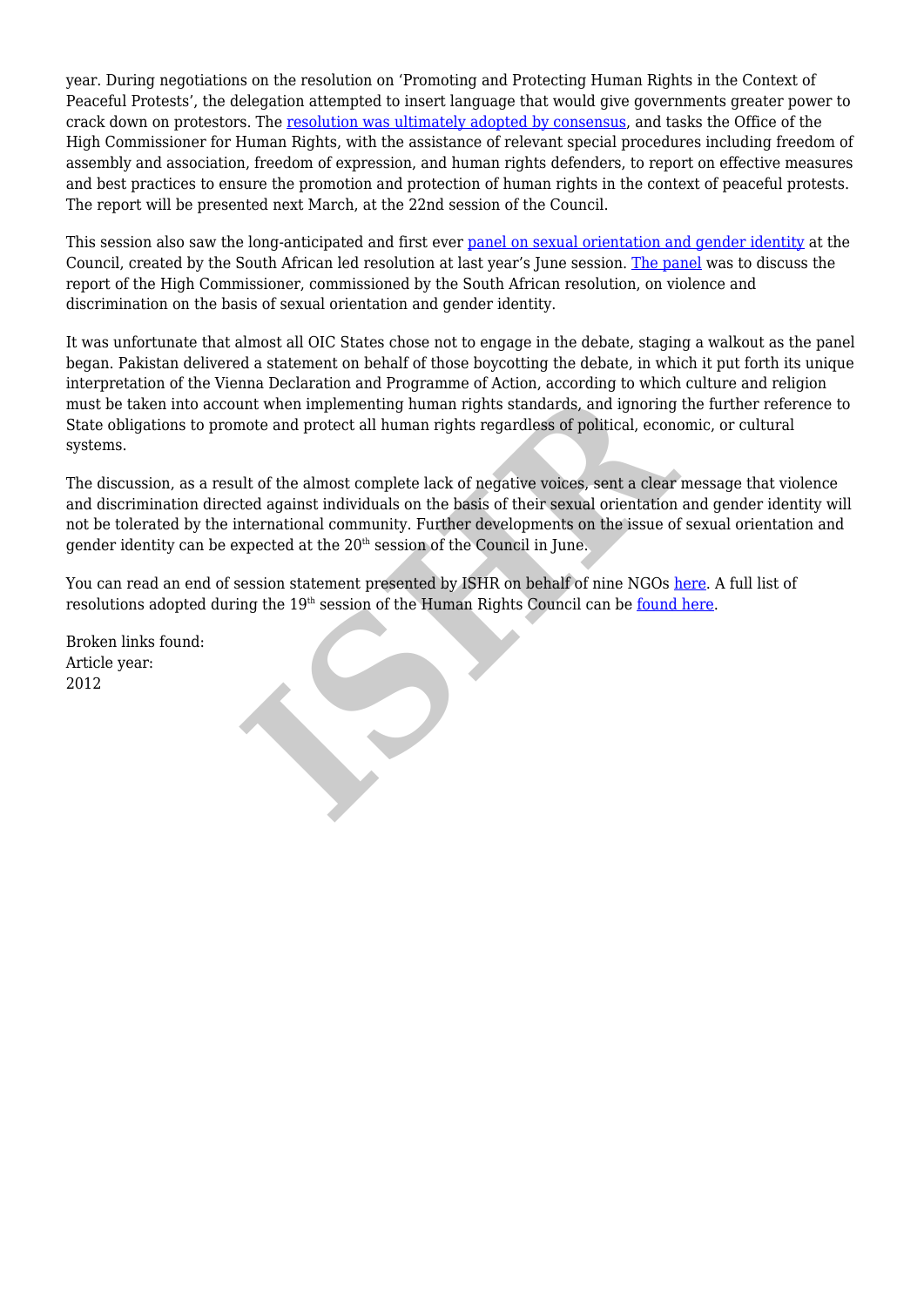year. During negotiations on the resolution on 'Promoting and Protecting Human Rights in the Context of Peaceful Protests', the delegation attempted to insert language that would give governments greater power to crack down on protestors. The resolution was ultimately adopted by consensus, and tasks the Office of the High Commissioner for Human Rights, with the assistance of relevant special procedures including freedom of assembly and association, freedom of expression, and human rights defenders, to report on effective measures and best practices to ensure the promotion and protection of human rights in the context of peaceful protests. The report will be presented next March, at the 22nd session of the Council.

This session also saw the long-anticipated and first ever panel on sexual orientation and gender identity at the Council, created by the South African led resolution at last year's June session. The panel was to discuss the report of the High Commissioner, commissioned by the South African resolution, on violence and discrimination on the basis of sexual orientation and gender identity.

It was unfortunate that almost all OIC States chose not to engage in the debate, staging a walkout as the panel began. Pakistan delivered a statement on behalf of those boycotting the debate, in which it put forth its unique interpretation of the Vienna Declaration and Programme of Action, according to which culture and religion must be taken into account when implementing human rights standards, and ignoring the further reference to State obligations to promote and protect all human rights regardless of political, economic, or cultural systems.

The discussion, as a result of the almost complete lack of negative voices, sent a clear message that violence and discrimination directed against individuals on the basis of their sexual orientation and gender identity will not be tolerated by the international community. Further developments on the issue of sexual orientation and gender identity can be expected at the 20th session of the Council in June.

You can read an end of session statement presented by ISHR on behalf of nine NGOs here. A full list of resolutions adopted during the 19th session of the Human Rights Council can be found here.

Broken links found:
Article year:
2012